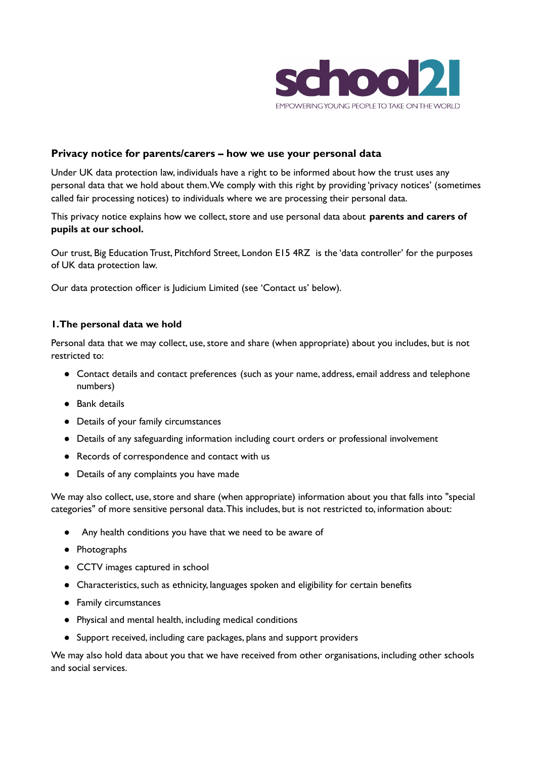school21

EMPOWERING YOUNG PEOPLE TO TAKE ON THE WORLD

## Privacy notice for parents/carers – how we use your personal data

Under UK data protection law, individuals have a right to be informed about how the trust uses any personal data that we hold about them. We comply with this right by providing 'privacy notices' (sometimes called fair processing notices) to individuals where we are processing their personal data.

This privacy notice explains how we collect, store and use personal data about **parents and carers of pupils at our school.**

Our trust, Big Education Trust, Pitchford Street, London E15 4RZ is the 'data controller' for the purposes of UK data protection law.

Our data protection officer is Judicium Limited (see 'Contact us' below).

### 1. The personal data we hold

Personal data that we may collect, use, store and share (when appropriate) about you includes, but is not restricted to:

- Contact details and contact preferences (such as your name, address, email address and telephone numbers)
- Bank details
- Details of your family circumstances
- Details of any safeguarding information including court orders or professional involvement
- Records of correspondence and contact with us
- Details of any complaints you have made

We may also collect, use, store and share (when appropriate) information about you that falls into "special categories" of more sensitive personal data. This includes, but is not restricted to, information about:

- Any health conditions you have that we need to be aware of
- Photographs
- CCTV images captured in school
- Characteristics, such as ethnicity, languages spoken and eligibility for certain benefits
- Family circumstances
- Physical and mental health, including medical conditions
- Support received, including care packages, plans and support providers

We may also hold data about you that we have received from other organisations, including other schools and social services.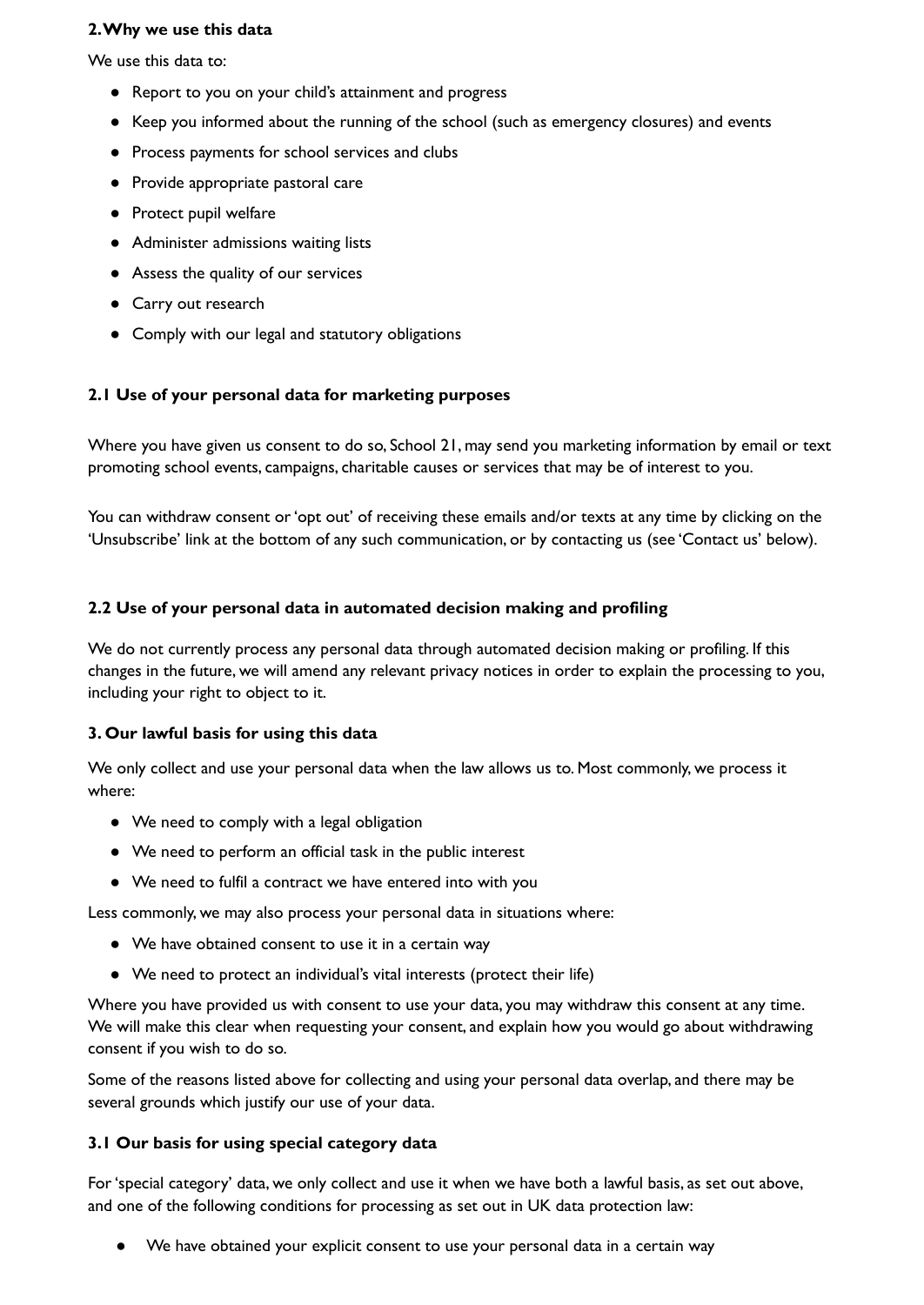## 2. Why we use this data

We use this data to:

- Report to you on your child's attainment and progress
- Keep you informed about the running of the school (such as emergency closures) and events
- Process payments for school services and clubs
- Provide appropriate pastoral care
- Protect pupil welfare
- Administer admissions waiting lists
- Assess the quality of our services
- Carry out research
- Comply with our legal and statutory obligations

### 2.1 Use of your personal data for marketing purposes

Where you have given us consent to do so, School 21, may send you marketing information by email or text promoting school events, campaigns, charitable causes or services that may be of interest to you.

You can withdraw consent or 'opt out' of receiving these emails and/or texts at any time by clicking on the 'Unsubscribe' link at the bottom of any such communication, or by contacting us (see 'Contact us' below).

### 2.2 Use of your personal data in automated decision making and profiling

We do not currently process any personal data through automated decision making or profiling. If this changes in the future, we will amend any relevant privacy notices in order to explain the processing to you, including your right to object to it.

## 3. Our lawful basis for using this data

We only collect and use your personal data when the law allows us to. Most commonly, we process it where:

- We need to comply with a legal obligation
- We need to perform an official task in the public interest
- We need to fulfil a contract we have entered into with you

Less commonly, we may also process your personal data in situations where:

- We have obtained consent to use it in a certain way
- We need to protect an individual's vital interests (protect their life)

Where you have provided us with consent to use your data, you may withdraw this consent at any time. We will make this clear when requesting your consent, and explain how you would go about withdrawing consent if you wish to do so.

Some of the reasons listed above for collecting and using your personal data overlap, and there may be several grounds which justify our use of your data.

### 3.1 Our basis for using special category data

For 'special category' data, we only collect and use it when we have both a lawful basis, as set out above, and one of the following conditions for processing as set out in UK data protection law:

- We have obtained your explicit consent to use your personal data in a certain way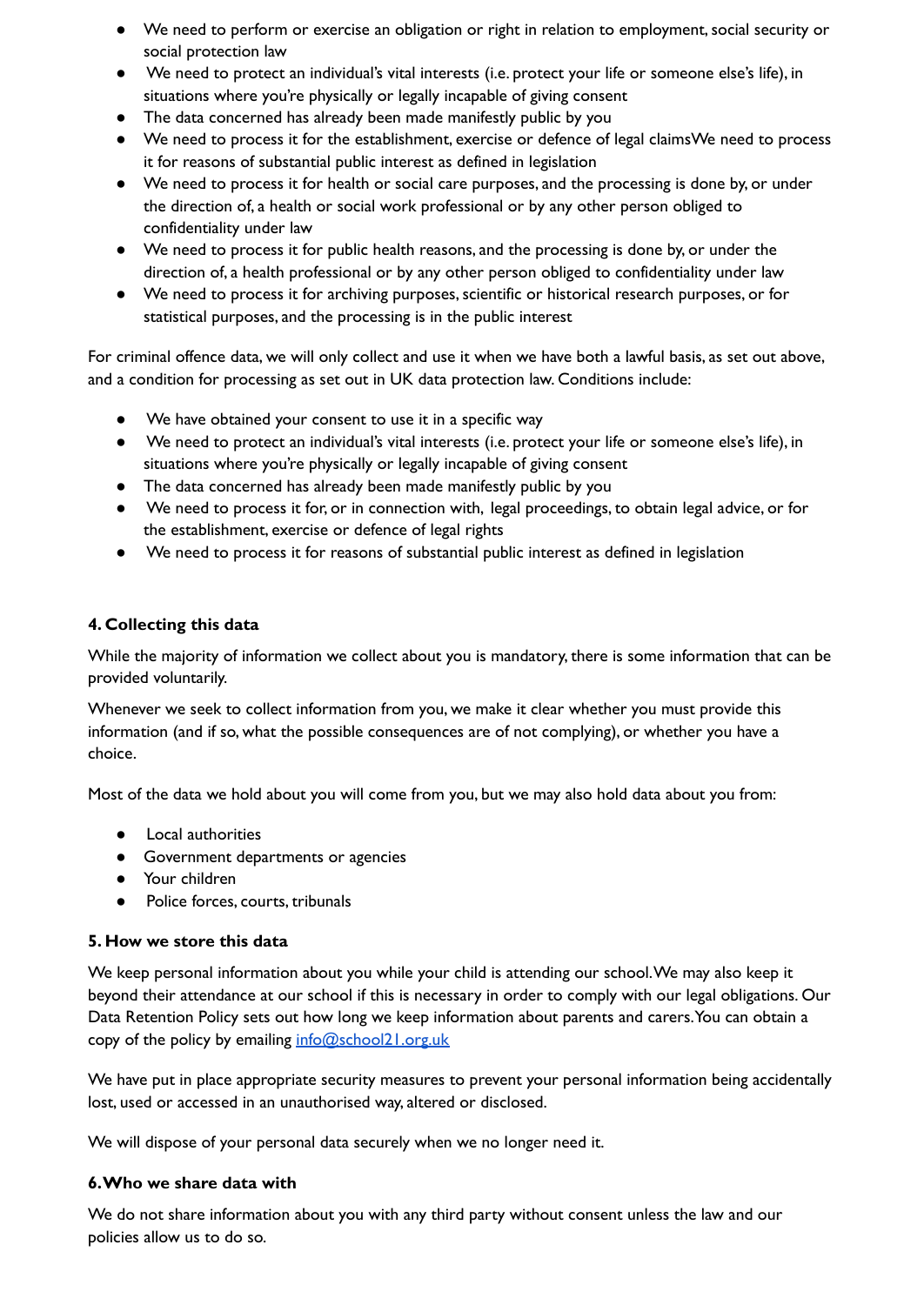- We need to perform or exercise an obligation or right in relation to employment, social security or social protection law
- We need to protect an individual's vital interests (i.e. protect your life or someone else's life), in situations where you're physically or legally incapable of giving consent
- The data concerned has already been made manifestly public by you
- We need to process it for the establishment, exercise or defence of legal claimsWe need to process it for reasons of substantial public interest as defined in legislation
- We need to process it for health or social care purposes, and the processing is done by, or under the direction of, a health or social work professional or by any other person obliged to confidentiality under law
- We need to process it for public health reasons, and the processing is done by, or under the direction of, a health professional or by any other person obliged to confidentiality under law
- We need to process it for archiving purposes, scientific or historical research purposes, or for statistical purposes, and the processing is in the public interest

For criminal offence data, we will only collect and use it when we have both a lawful basis, as set out above, and a condition for processing as set out in UK data protection law. Conditions include:

- We have obtained your consent to use it in a specific way
- We need to protect an individual's vital interests (i.e. protect your life or someone else's life), in situations where you're physically or legally incapable of giving consent
- The data concerned has already been made manifestly public by you
- We need to process it for, or in connection with, legal proceedings, to obtain legal advice, or for the establishment, exercise or defence of legal rights
- We need to process it for reasons of substantial public interest as defined in legislation

### 4. Collecting this data

While the majority of information we collect about you is mandatory, there is some information that can be provided voluntarily.

Whenever we seek to collect information from you, we make it clear whether you must provide this information (and if so, what the possible consequences are of not complying), or whether you have a choice.

Most of the data we hold about you will come from you, but we may also hold data about you from:

- Local authorities
- Government departments or agencies
- Your children
- Police forces, courts, tribunals

### 5. How we store this data

We keep personal information about you while your child is attending our school. We may also keep it beyond their attendance at our school if this is necessary in order to comply with our legal obligations. Our Data Retention Policy sets out how long we keep information about parents and carers. You can obtain a copy of the policy by emailing info@school21.org.uk

We have put in place appropriate security measures to prevent your personal information being accidentally lost, used or accessed in an unauthorised way, altered or disclosed.

We will dispose of your personal data securely when we no longer need it.

### 6. Who we share data with

We do not share information about you with any third party without consent unless the law and our policies allow us to do so.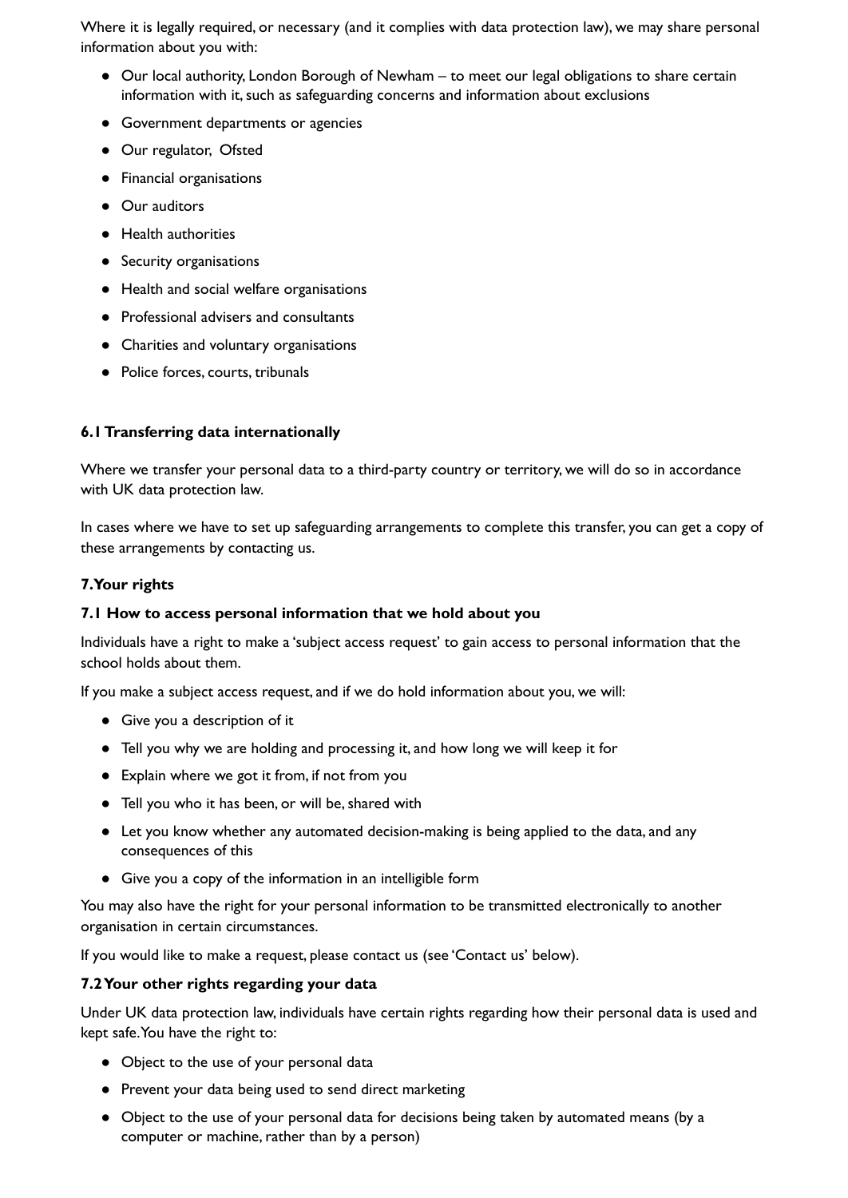Where it is legally required, or necessary (and it complies with data protection law), we may share personal information about you with:

- Our local authority, London Borough of Newham – to meet our legal obligations to share certain information with it, such as safeguarding concerns and information about exclusions
- Government departments or agencies
- Our regulator, Ofsted
- Financial organisations
- Our auditors
- Health authorities
- Security organisations
- Health and social welfare organisations
- Professional advisers and consultants
- Charities and voluntary organisations
- Police forces, courts, tribunals

**6.1 Transferring data internationally**

Where we transfer your personal data to a third-party country or territory, we will do so in accordance with UK data protection law.

In cases where we have to set up safeguarding arrangements to complete this transfer, you can get a copy of these arrangements by contacting us.

**7. Your rights**

**7.1 How to access personal information that we hold about you**

Individuals have a right to make a 'subject access request' to gain access to personal information that the school holds about them.

If you make a subject access request, and if we do hold information about you, we will:

- Give you a description of it
- Tell you why we are holding and processing it, and how long we will keep it for
- Explain where we got it from, if not from you
- Tell you who it has been, or will be, shared with
- Let you know whether any automated decision-making is being applied to the data, and any consequences of this
- Give you a copy of the information in an intelligible form

You may also have the right for your personal information to be transmitted electronically to another organisation in certain circumstances.

If you would like to make a request, please contact us (see 'Contact us' below).

**7.2 Your other rights regarding your data**

Under UK data protection law, individuals have certain rights regarding how their personal data is used and kept safe. You have the right to:

- Object to the use of your personal data
- Prevent your data being used to send direct marketing
- Object to the use of your personal data for decisions being taken by automated means (by a computer or machine, rather than by a person)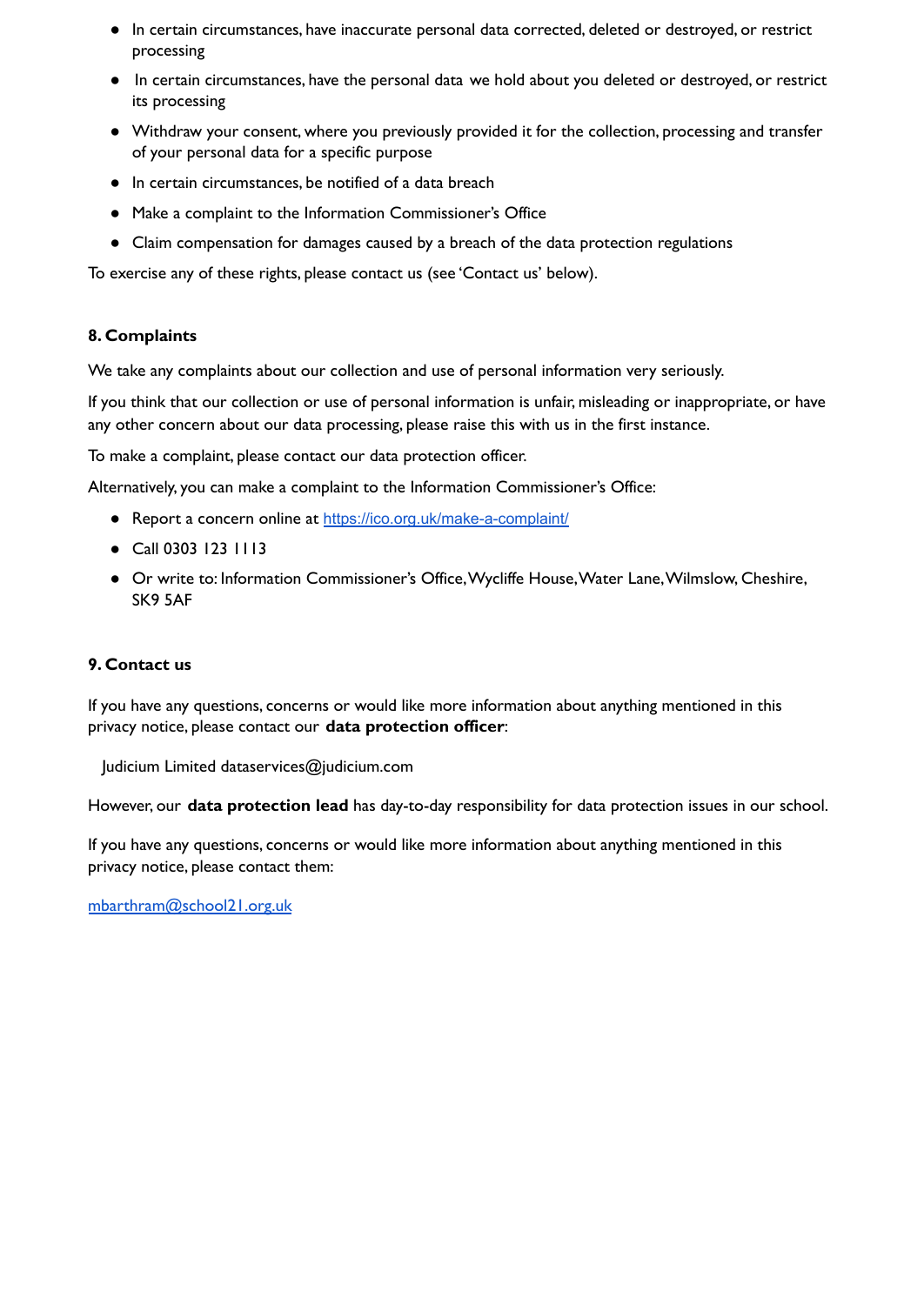- In certain circumstances, have inaccurate personal data corrected, deleted or destroyed, or restrict processing
- In certain circumstances, have the personal data we hold about you deleted or destroyed, or restrict its processing
- Withdraw your consent, where you previously provided it for the collection, processing and transfer of your personal data for a specific purpose
- In certain circumstances, be notified of a data breach
- Make a complaint to the Information Commissioner's Office
- Claim compensation for damages caused by a breach of the data protection regulations

To exercise any of these rights, please contact us (see 'Contact us' below).

### 8. Complaints

We take any complaints about our collection and use of personal information very seriously.

If you think that our collection or use of personal information is unfair, misleading or inappropriate, or have any other concern about our data processing, please raise this with us in the first instance.

To make a complaint, please contact our data protection officer.

Alternatively, you can make a complaint to the Information Commissioner's Office:

- Report a concern online at https://ico.org.uk/make-a-complaint/
- Call 0303 123 1113
- Or write to: Information Commissioner's Office, Wycliffe House, Water Lane, Wilmslow, Cheshire, SK9 5AF

### 9. Contact us

If you have any questions, concerns or would like more information about anything mentioned in this privacy notice, please contact our **data protection officer**:

Judicium Limited dataservices@judicium.com

However, our **data protection lead** has day-to-day responsibility for data protection issues in our school.

If you have any questions, concerns or would like more information about anything mentioned in this privacy notice, please contact them:

mbarthram@school21.org.uk